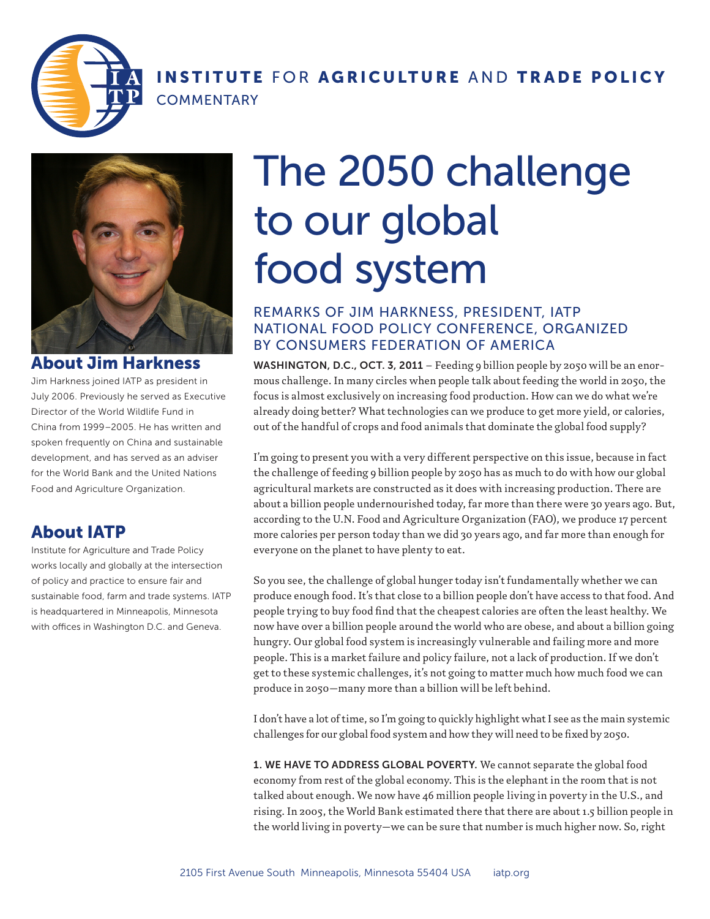**INSTITUTE** FOR **AGRICULTURE** AND **TRADE POLICY**
COMMENTARY

# The 2050 challenge to our global food system

## REMARKS OF JIM HARKNESS, PRESIDENT, IATP NATIONAL FOOD POLICY CONFERENCE, ORGANIZED BY CONSUMERS FEDERATION OF AMERICA

**WASHINGTON, D.C., OCT. 3, 2011** – Feeding 9 billion people by 2050 will be an enormous challenge. In many circles when people talk about feeding the world in 2050, the focus is almost exclusively on increasing food production. How can we do what we're already doing better? What technologies can we produce to get more yield, or calories, out of the handful of crops and food animals that dominate the global food supply?

I'm going to present you with a very different perspective on this issue, because in fact the challenge of feeding 9 billion people by 2050 has as much to do with how our global agricultural markets are constructed as it does with increasing production. There are about a billion people undernourished today, far more than there were 30 years ago. But, according to the U.N. Food and Agriculture Organization (FAO), we produce 17 percent more calories per person today than we did 30 years ago, and far more than enough for everyone on the planet to have plenty to eat.

So you see, the challenge of global hunger today isn't fundamentally whether we can produce enough food. It's that close to a billion people don't have access to that food. And people trying to buy food find that the cheapest calories are often the least healthy. We now have over a billion people around the world who are obese, and about a billion going hungry. Our global food system is increasingly vulnerable and failing more and more people. This is a market failure and policy failure, not a lack of production. If we don't get to these systemic challenges, it's not going to matter much how much food we can produce in 2050—many more than a billion will be left behind.

I don't have a lot of time, so I'm going to quickly highlight what I see as the main systemic challenges for our global food system and how they will need to be fixed by 2050.

**1. WE HAVE TO ADDRESS GLOBAL POVERTY.** We cannot separate the global food economy from rest of the global economy. This is the elephant in the room that is not talked about enough. We now have 46 million people living in poverty in the U.S., and rising. In 2005, the World Bank estimated there that there are about 1.5 billion people in the world living in poverty—we can be sure that number is much higher now. So, right

## About Jim Harkness

Jim Harkness joined IATP as president in July 2006. Previously he served as Executive Director of the World Wildlife Fund in China from 1999–2005. He has written and spoken frequently on China and sustainable development, and has served as an adviser for the World Bank and the United Nations Food and Agriculture Organization.

## About IATP

Institute for Agriculture and Trade Policy works locally and globally at the intersection of policy and practice to ensure fair and sustainable food, farm and trade systems. IATP is headquartered in Minneapolis, Minnesota with offices in Washington D.C. and Geneva.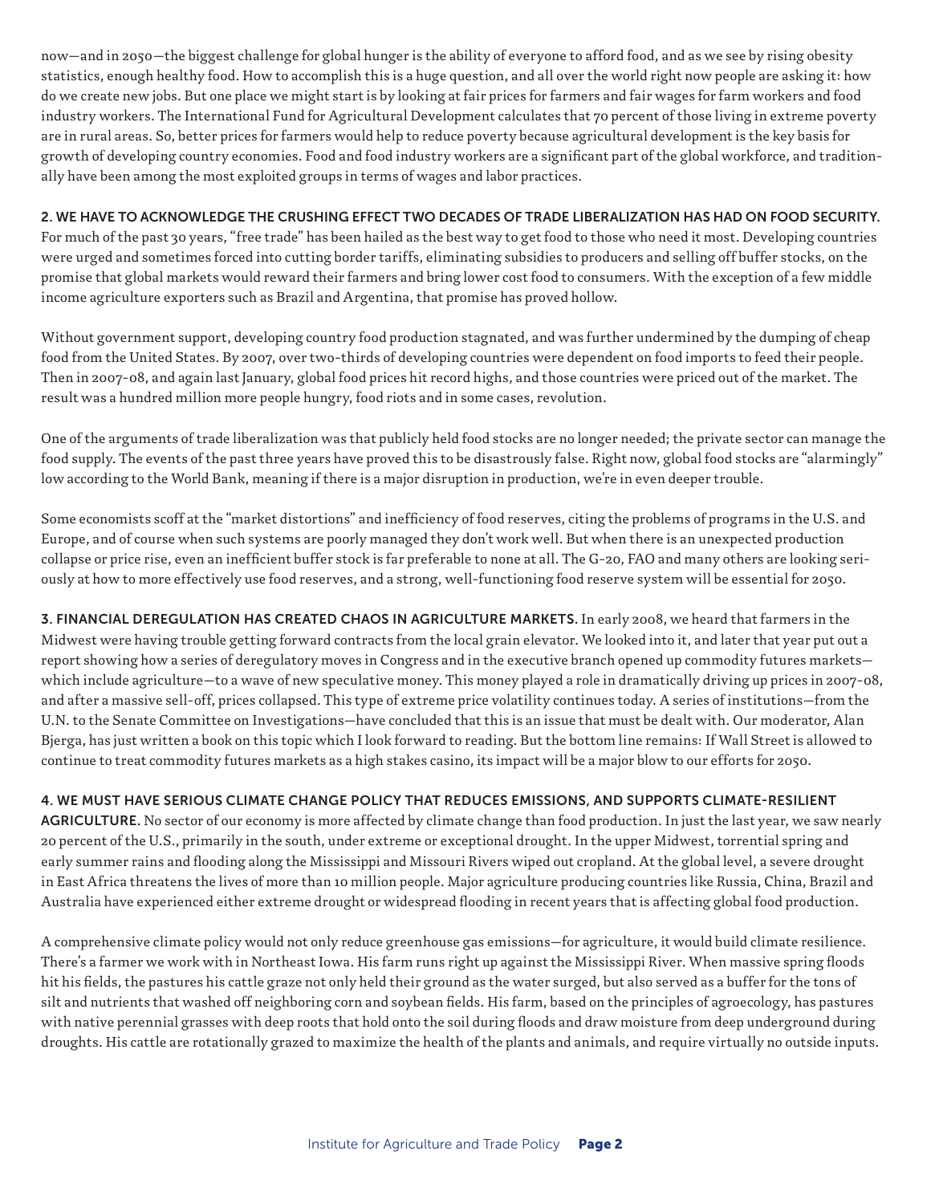now—and in 2050—the biggest challenge for global hunger is the ability of everyone to afford food, and as we see by rising obesity statistics, enough healthy food. How to accomplish this is a huge question, and all over the world right now people are asking it: how do we create new jobs. But one place we might start is by looking at fair prices for farmers and fair wages for farm workers and food industry workers. The International Fund for Agricultural Development calculates that 70 percent of those living in extreme poverty are in rural areas. So, better prices for farmers would help to reduce poverty because agricultural development is the key basis for growth of developing country economies. Food and food industry workers are a significant part of the global workforce, and traditionally have been among the most exploited groups in terms of wages and labor practices.

**2. WE HAVE TO ACKNOWLEDGE THE CRUSHING EFFECT TWO DECADES OF TRADE LIBERALIZATION HAS HAD ON FOOD SECURITY.** For much of the past 30 years, "free trade" has been hailed as the best way to get food to those who need it most. Developing countries were urged and sometimes forced into cutting border tariffs, eliminating subsidies to producers and selling off buffer stocks, on the promise that global markets would reward their farmers and bring lower cost food to consumers. With the exception of a few middle income agriculture exporters such as Brazil and Argentina, that promise has proved hollow.

Without government support, developing country food production stagnated, and was further undermined by the dumping of cheap food from the United States. By 2007, over two-thirds of developing countries were dependent on food imports to feed their people. Then in 2007-08, and again last January, global food prices hit record highs, and those countries were priced out of the market. The result was a hundred million more people hungry, food riots and in some cases, revolution.

One of the arguments of trade liberalization was that publicly held food stocks are no longer needed; the private sector can manage the food supply. The events of the past three years have proved this to be disastrously false. Right now, global food stocks are "alarmingly" low according to the World Bank, meaning if there is a major disruption in production, we're in even deeper trouble.

Some economists scoff at the "market distortions" and inefficiency of food reserves, citing the problems of programs in the U.S. and Europe, and of course when such systems are poorly managed they don't work well. But when there is an unexpected production collapse or price rise, even an inefficient buffer stock is far preferable to none at all. The G-20, FAO and many others are looking seriously at how to more effectively use food reserves, and a strong, well-functioning food reserve system will be essential for 2050.

**3. FINANCIAL DEREGULATION HAS CREATED CHAOS IN AGRICULTURE MARKETS.** In early 2008, we heard that farmers in the Midwest were having trouble getting forward contracts from the local grain elevator. We looked into it, and later that year put out a report showing how a series of deregulatory moves in Congress and in the executive branch opened up commodity futures markets—which include agriculture—to a wave of new speculative money. This money played a role in dramatically driving up prices in 2007-08, and after a massive sell-off, prices collapsed. This type of extreme price volatility continues today. A series of institutions—from the U.N. to the Senate Committee on Investigations—have concluded that this is an issue that must be dealt with. Our moderator, Alan Bjerga, has just written a book on this topic which I look forward to reading. But the bottom line remains: If Wall Street is allowed to continue to treat commodity futures markets as a high stakes casino, its impact will be a major blow to our efforts for 2050.

**4. WE MUST HAVE SERIOUS CLIMATE CHANGE POLICY THAT REDUCES EMISSIONS, AND SUPPORTS CLIMATE-RESILIENT AGRICULTURE.** No sector of our economy is more affected by climate change than food production. In just the last year, we saw nearly 20 percent of the U.S., primarily in the south, under extreme or exceptional drought. In the upper Midwest, torrential spring and early summer rains and flooding along the Mississippi and Missouri Rivers wiped out cropland. At the global level, a severe drought in East Africa threatens the lives of more than 10 million people. Major agriculture producing countries like Russia, China, Brazil and Australia have experienced either extreme drought or widespread flooding in recent years that is affecting global food production.

A comprehensive climate policy would not only reduce greenhouse gas emissions—for agriculture, it would build climate resilience. There's a farmer we work with in Northeast Iowa. His farm runs right up against the Mississippi River. When massive spring floods hit his fields, the pastures his cattle graze not only held their ground as the water surged, but also served as a buffer for the tons of silt and nutrients that washed off neighboring corn and soybean fields. His farm, based on the principles of agroecology, has pastures with native perennial grasses with deep roots that hold onto the soil during floods and draw moisture from deep underground during droughts. His cattle are rotationally grazed to maximize the health of the plants and animals, and require virtually no outside inputs.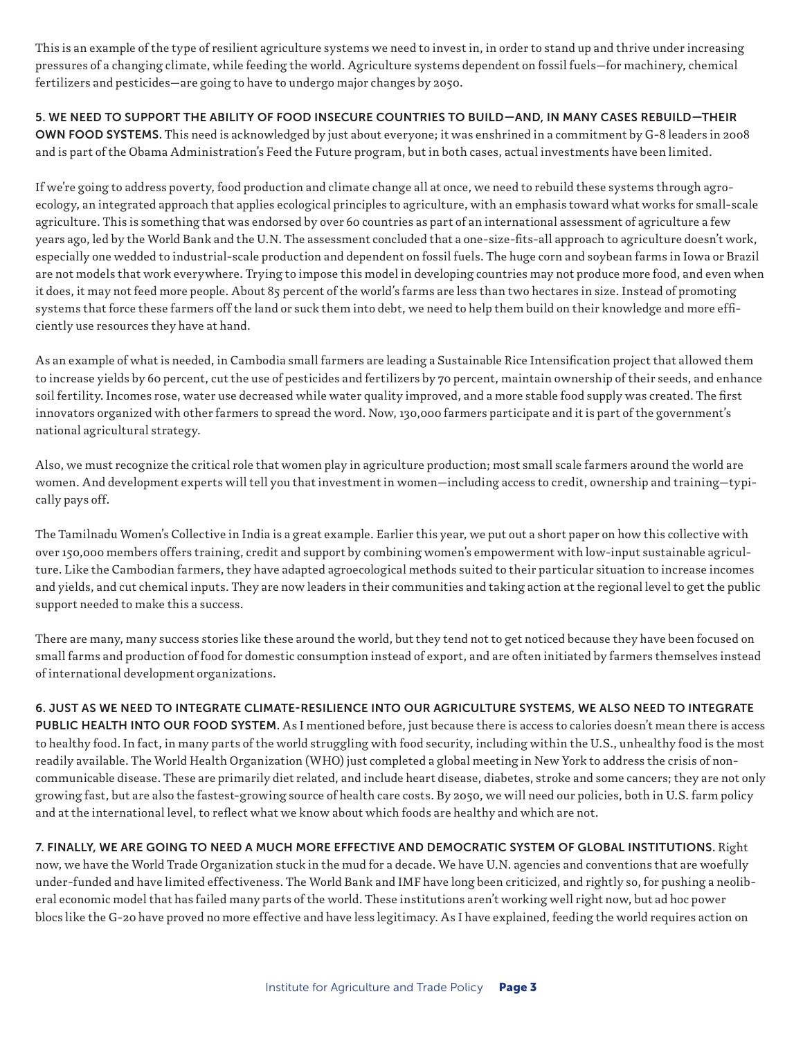This is an example of the type of resilient agriculture systems we need to invest in, in order to stand up and thrive under increasing pressures of a changing climate, while feeding the world. Agriculture systems dependent on fossil fuels—for machinery, chemical fertilizers and pesticides—are going to have to undergo major changes by 2050.

**5. WE NEED TO SUPPORT THE ABILITY OF FOOD INSECURE COUNTRIES TO BUILD—AND, IN MANY CASES REBUILD—THEIR OWN FOOD SYSTEMS.** This need is acknowledged by just about everyone; it was enshrined in a commitment by G-8 leaders in 2008 and is part of the Obama Administration's Feed the Future program, but in both cases, actual investments have been limited.

If we're going to address poverty, food production and climate change all at once, we need to rebuild these systems through agroecology, an integrated approach that applies ecological principles to agriculture, with an emphasis toward what works for small-scale agriculture. This is something that was endorsed by over 60 countries as part of an international assessment of agriculture a few years ago, led by the World Bank and the U.N. The assessment concluded that a one-size-fits-all approach to agriculture doesn't work, especially one wedded to industrial-scale production and dependent on fossil fuels. The huge corn and soybean farms in Iowa or Brazil are not models that work everywhere. Trying to impose this model in developing countries may not produce more food, and even when it does, it may not feed more people. About 85 percent of the world's farms are less than two hectares in size. Instead of promoting systems that force these farmers off the land or suck them into debt, we need to help them build on their knowledge and more efficiently use resources they have at hand.

As an example of what is needed, in Cambodia small farmers are leading a Sustainable Rice Intensification project that allowed them to increase yields by 60 percent, cut the use of pesticides and fertilizers by 70 percent, maintain ownership of their seeds, and enhance soil fertility. Incomes rose, water use decreased while water quality improved, and a more stable food supply was created. The first innovators organized with other farmers to spread the word. Now, 130,000 farmers participate and it is part of the government's national agricultural strategy.

Also, we must recognize the critical role that women play in agriculture production; most small scale farmers around the world are women. And development experts will tell you that investment in women—including access to credit, ownership and training—typically pays off.

The Tamilnadu Women's Collective in India is a great example. Earlier this year, we put out a short paper on how this collective with over 150,000 members offers training, credit and support by combining women's empowerment with low-input sustainable agriculture. Like the Cambodian farmers, they have adapted agroecological methods suited to their particular situation to increase incomes and yields, and cut chemical inputs. They are now leaders in their communities and taking action at the regional level to get the public support needed to make this a success.

There are many, many success stories like these around the world, but they tend not to get noticed because they have been focused on small farms and production of food for domestic consumption instead of export, and are often initiated by farmers themselves instead of international development organizations.

**6. JUST AS WE NEED TO INTEGRATE CLIMATE-RESILIENCE INTO OUR AGRICULTURE SYSTEMS, WE ALSO NEED TO INTEGRATE PUBLIC HEALTH INTO OUR FOOD SYSTEM.** As I mentioned before, just because there is access to calories doesn't mean there is access to healthy food. In fact, in many parts of the world struggling with food security, including within the U.S., unhealthy food is the most readily available. The World Health Organization (WHO) just completed a global meeting in New York to address the crisis of non-communicable disease. These are primarily diet related, and include heart disease, diabetes, stroke and some cancers; they are not only growing fast, but are also the fastest-growing source of health care costs. By 2050, we will need our policies, both in U.S. farm policy and at the international level, to reflect what we know about which foods are healthy and which are not.

**7. FINALLY, WE ARE GOING TO NEED A MUCH MORE EFFECTIVE AND DEMOCRATIC SYSTEM OF GLOBAL INSTITUTIONS.** Right now, we have the World Trade Organization stuck in the mud for a decade. We have U.N. agencies and conventions that are woefully under-funded and have limited effectiveness. The World Bank and IMF have long been criticized, and rightly so, for pushing a neoliberal economic model that has failed many parts of the world. These institutions aren't working well right now, but ad hoc power blocs like the G-20 have proved no more effective and have less legitimacy. As I have explained, feeding the world requires action on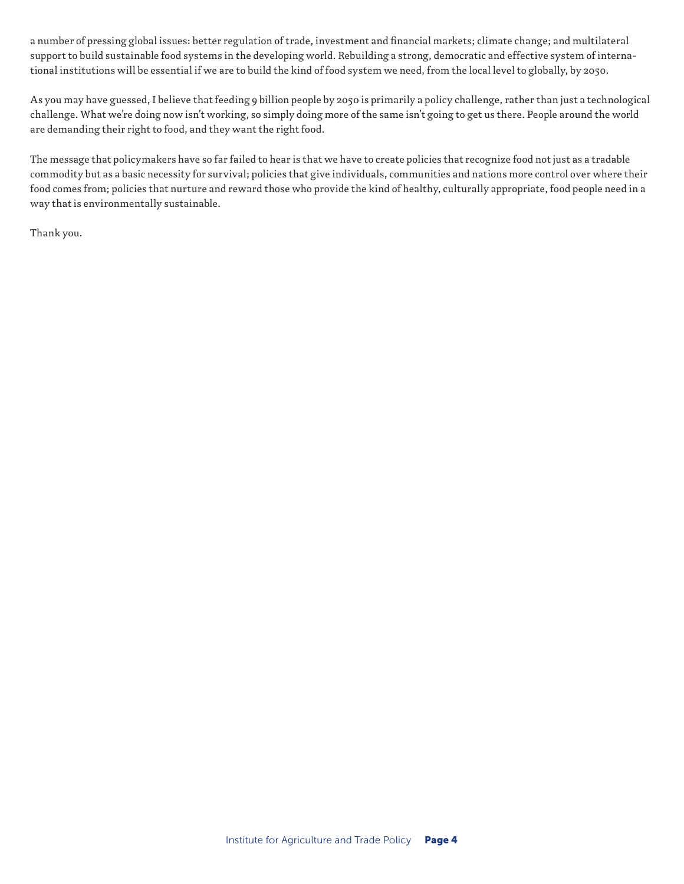a number of pressing global issues: better regulation of trade, investment and financial markets; climate change; and multilateral support to build sustainable food systems in the developing world. Rebuilding a strong, democratic and effective system of international institutions will be essential if we are to build the kind of food system we need, from the local level to globally, by 2050.

As you may have guessed, I believe that feeding 9 billion people by 2050 is primarily a policy challenge, rather than just a technological challenge. What we're doing now isn't working, so simply doing more of the same isn't going to get us there. People around the world are demanding their right to food, and they want the right food.

The message that policymakers have so far failed to hear is that we have to create policies that recognize food not just as a tradable commodity but as a basic necessity for survival; policies that give individuals, communities and nations more control over where their food comes from; policies that nurture and reward those who provide the kind of healthy, culturally appropriate, food people need in a way that is environmentally sustainable.

Thank you.